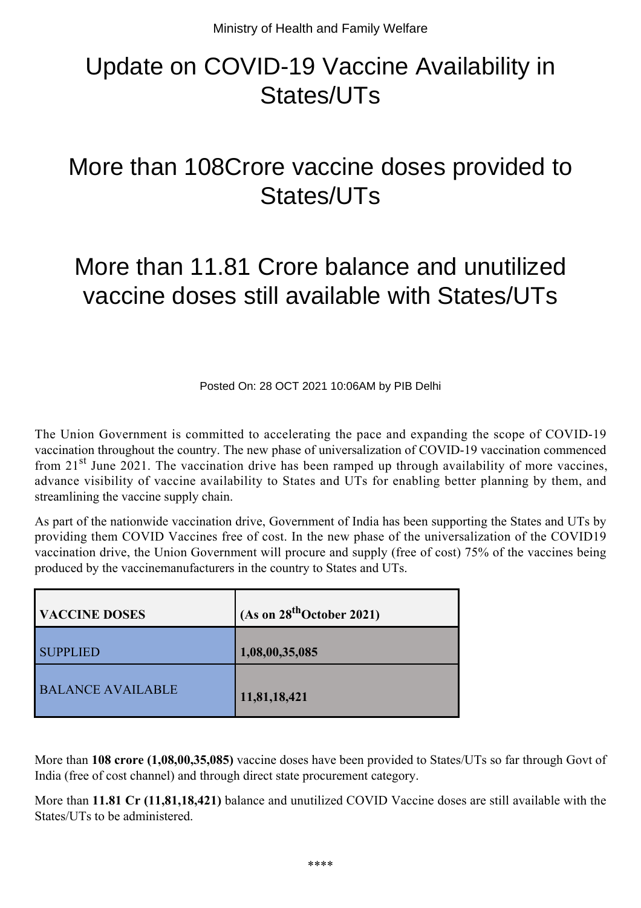Ministry of Health and Family Welfare

# Update on COVID-19 Vaccine Availability in States/UTs

## More than 108Crore vaccine doses provided to States/UTs

## More than 11.81 Crore balance and unutilized vaccine doses still available with States/UTs

Posted On: 28 OCT 2021 10:06AM by PIB Delhi

The Union Government is committed to accelerating the pace and expanding the scope of COVID-19 vaccination throughout the country. The new phase of universalization of COVID-19 vaccination commenced from 21st June 2021. The vaccination drive has been ramped up through availability of more vaccines, advance visibility of vaccine availability to States and UTs for enabling better planning by them, and streamlining the vaccine supply chain.

As part of the nationwide vaccination drive, Government of India has been supporting the States and UTs by providing them COVID Vaccines free of cost. In the new phase of the universalization of the COVID19 vaccination drive, the Union Government will procure and supply (free of cost) 75% of the vaccines being produced by the vaccinemanufacturers in the country to States and UTs.

| VACCINE DOSES | (As on 28th October 2021) |
|---|---|
| SUPPLIED | 1,08,00,35,085 |
| BALANCE AVAILABLE | 11,81,18,421 |

More than **108 crore (1,08,00,35,085)** vaccine doses have been provided to States/UTs so far through Govt of India (free of cost channel) and through direct state procurement category.

More than **11.81 Cr (11,81,18,421)** balance and unutilized COVID Vaccine doses are still available with the States/UTs to be administered.

****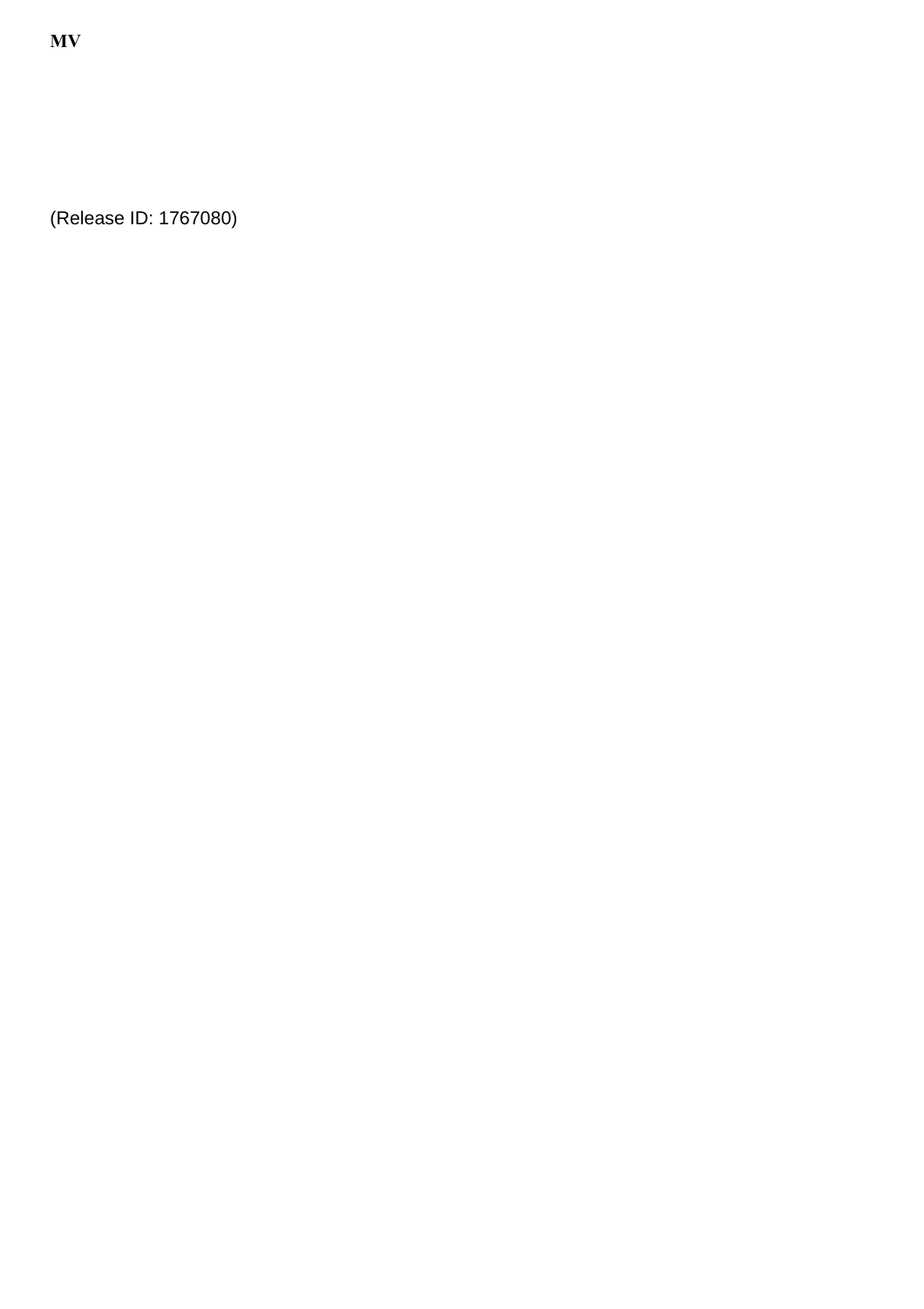**MV**

(Release ID: 1767080)